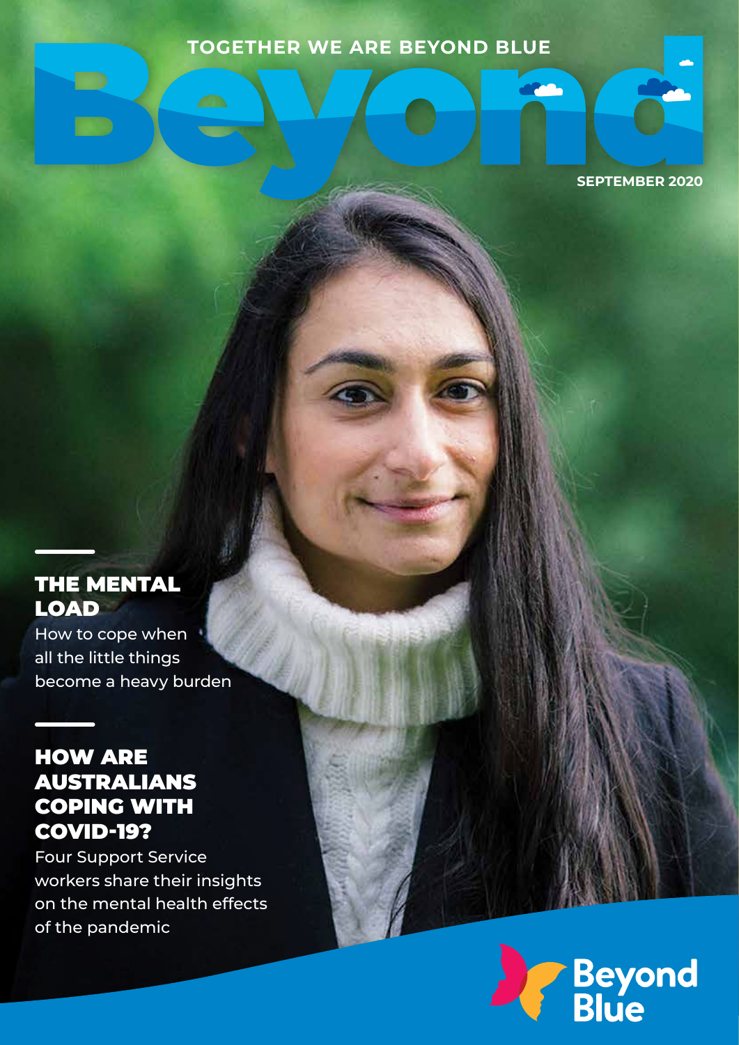TOGETHER WE ARE BEYOND BLUE

# Beyond

SEPTEMBER 2020

## THE MENTAL LOAD

How to cope when all the little things become a heavy burden

## HOW ARE AUSTRALIANS COPING WITH COVID-19?

Four Support Service workers share their insights on the mental health effects of the pandemic

Beyond Blue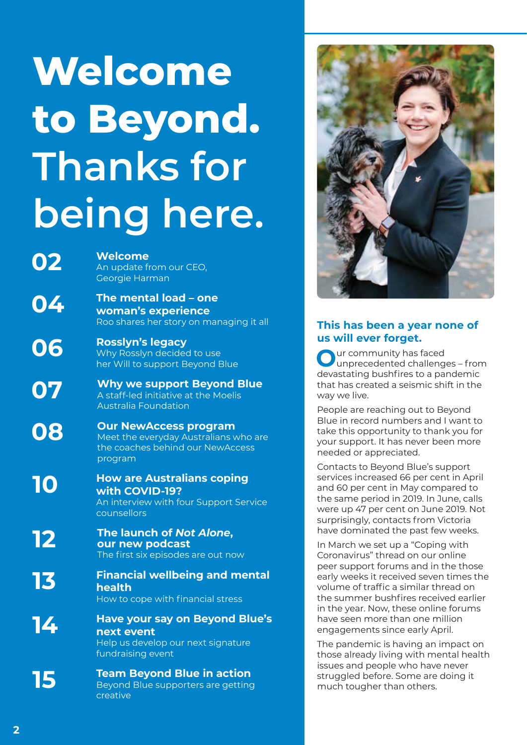# Welcome to Beyond. Thanks for being here.

**02** **Welcome**
An update from our CEO, Georgie Harman

**04** **The mental load – one woman's experience**
Roo shares her story on managing it all

**06** **Rosslyn's legacy**
Why Rosslyn decided to use her Will to support Beyond Blue

**07** **Why we support Beyond Blue**
A staff-led initiative at the Moelis Australia Foundation

**08** **Our NewAccess program**
Meet the everyday Australians who are the coaches behind our NewAccess program

**10** **How are Australians coping with COVID-19?**
An interview with four Support Service counsellors

**12** **The launch of *Not Alone*, our new podcast**
The first six episodes are out now

**13** **Financial wellbeing and mental health**
How to cope with financial stress

**14** **Have your say on Beyond Blue's next event**
Help us develop our next signature fundraising event

**15** **Team Beyond Blue in action**
Beyond Blue supporters are getting creative

## This has been a year none of us will ever forget.

Our community has faced unprecedented challenges – from devastating bushfires to a pandemic that has created a seismic shift in the way we live.

People are reaching out to Beyond Blue in record numbers and I want to take this opportunity to thank you for your support. It has never been more needed or appreciated.

Contacts to Beyond Blue's support services increased 66 per cent in April and 60 per cent in May compared to the same period in 2019. In June, calls were up 47 per cent on June 2019. Not surprisingly, contacts from Victoria have dominated the past few weeks.

In March we set up a "Coping with Coronavirus" thread on our online peer support forums and in the those early weeks it received seven times the volume of traffic a similar thread on the summer bushfires received earlier in the year. Now, these online forums have seen more than one million engagements since early April.

The pandemic is having an impact on those already living with mental health issues and people who have never struggled before. Some are doing it much tougher than others.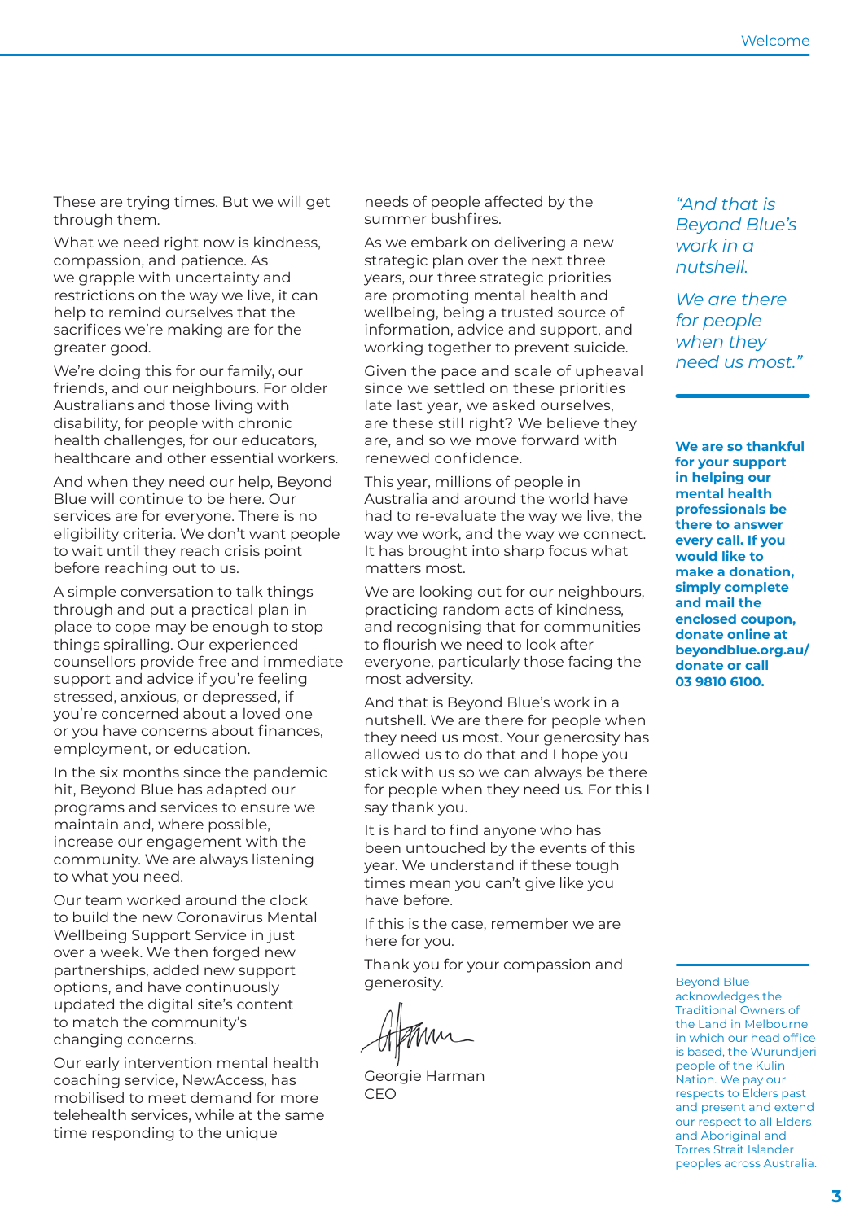These are trying times. But we will get through them.

What we need right now is kindness, compassion, and patience. As we grapple with uncertainty and restrictions on the way we live, it can help to remind ourselves that the sacrifices we're making are for the greater good.

We're doing this for our family, our friends, and our neighbours. For older Australians and those living with disability, for people with chronic health challenges, for our educators, healthcare and other essential workers.

And when they need our help, Beyond Blue will continue to be here. Our services are for everyone. There is no eligibility criteria. We don't want people to wait until they reach crisis point before reaching out to us.

A simple conversation to talk things through and put a practical plan in place to cope may be enough to stop things spiralling. Our experienced counsellors provide free and immediate support and advice if you're feeling stressed, anxious, or depressed, if you're concerned about a loved one or you have concerns about finances, employment, or education.

In the six months since the pandemic hit, Beyond Blue has adapted our programs and services to ensure we maintain and, where possible, increase our engagement with the community. We are always listening to what you need.

Our team worked around the clock to build the new Coronavirus Mental Wellbeing Support Service in just over a week. We then forged new partnerships, added new support options, and have continuously updated the digital site's content to match the community's changing concerns.

Our early intervention mental health coaching service, NewAccess, has mobilised to meet demand for more telehealth services, while at the same time responding to the unique needs of people affected by the summer bushfires.

As we embark on delivering a new strategic plan over the next three years, our three strategic priorities are promoting mental health and wellbeing, being a trusted source of information, advice and support, and working together to prevent suicide.

Given the pace and scale of upheaval since we settled on these priorities late last year, we asked ourselves, are these still right? We believe they are, and so we move forward with renewed confidence.

This year, millions of people in Australia and around the world have had to re-evaluate the way we live, the way we work, and the way we connect. It has brought into sharp focus what matters most.

We are looking out for our neighbours, practicing random acts of kindness, and recognising that for communities to flourish we need to look after everyone, particularly those facing the most adversity.

And that is Beyond Blue's work in a nutshell. We are there for people when they need us most. Your generosity has allowed us to do that and I hope you stick with us so we can always be there for people when they need us. For this I say thank you.

It is hard to find anyone who has been untouched by the events of this year. We understand if these tough times mean you can't give like you have before.

If this is the case, remember we are here for you.

Thank you for your compassion and generosity.

Georgie Harman
CEO

*"And that is Beyond Blue's work in a nutshell.*

*We are there for people when they need us most."*

**We are so thankful for your support in helping our mental health professionals be there to answer every call. If you would like to make a donation, simply complete and mail the enclosed coupon, donate online at beyondblue.org.au/donate or call 03 9810 6100.**

Beyond Blue acknowledges the Traditional Owners of the Land in Melbourne in which our head office is based, the Wurundjeri people of the Kulin Nation. We pay our respects to Elders past and present and extend our respect to all Elders and Aboriginal and Torres Strait Islander peoples across Australia.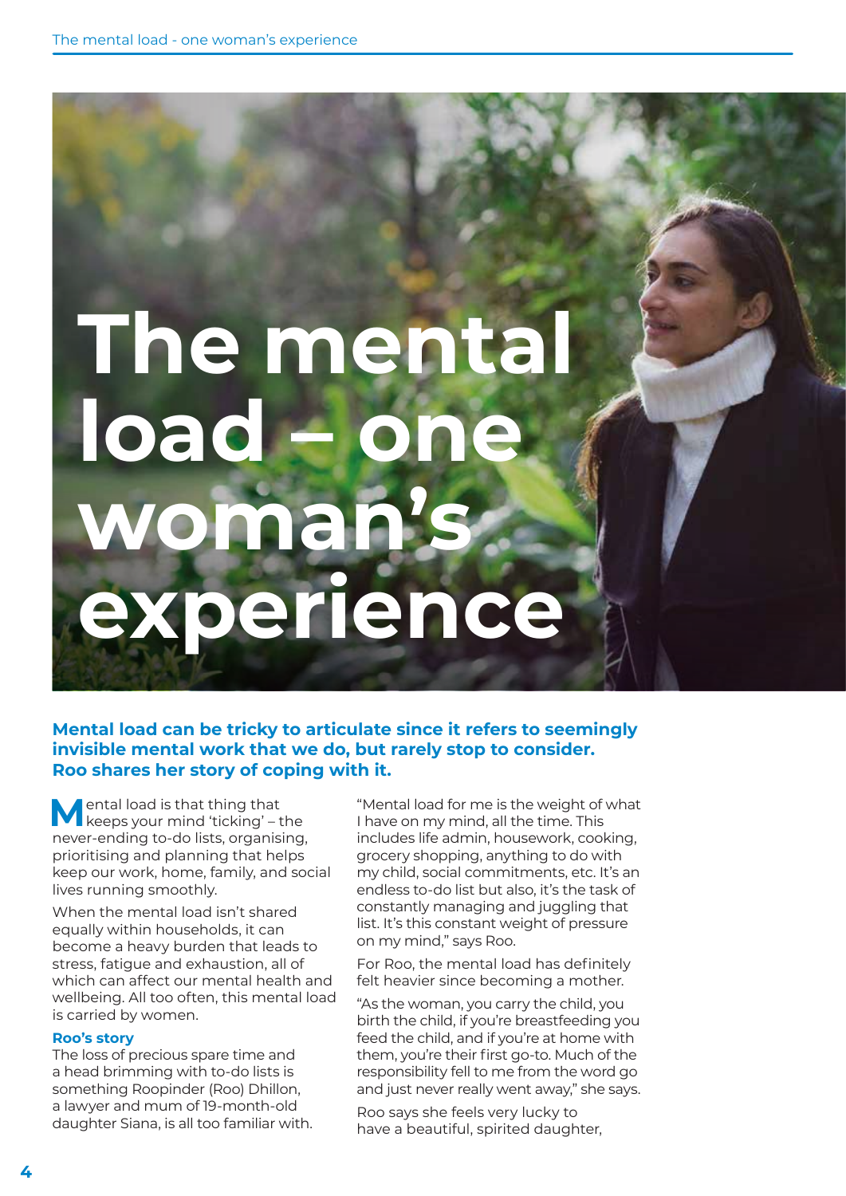# The mental load – one woman's experience

**Mental load can be tricky to articulate since it refers to seemingly invisible mental work that we do, but rarely stop to consider. Roo shares her story of coping with it.**

Mental load is that thing that keeps your mind 'ticking' – the never-ending to-do lists, organising, prioritising and planning that helps keep our work, home, family, and social lives running smoothly.

When the mental load isn't shared equally within households, it can become a heavy burden that leads to stress, fatigue and exhaustion, all of which can affect our mental health and wellbeing. All too often, this mental load is carried by women.

### Roo's story

The loss of precious spare time and a head brimming with to-do lists is something Roopinder (Roo) Dhillon, a lawyer and mum of 19-month-old daughter Siana, is all too familiar with.

"Mental load for me is the weight of what I have on my mind, all the time. This includes life admin, housework, cooking, grocery shopping, anything to do with my child, social commitments, etc. It's an endless to-do list but also, it's the task of constantly managing and juggling that list. It's this constant weight of pressure on my mind," says Roo.

For Roo, the mental load has definitely felt heavier since becoming a mother.

"As the woman, you carry the child, you birth the child, if you're breastfeeding you feed the child, and if you're at home with them, you're their first go-to. Much of the responsibility fell to me from the word go and just never really went away," she says.

Roo says she feels very lucky to have a beautiful, spirited daughter,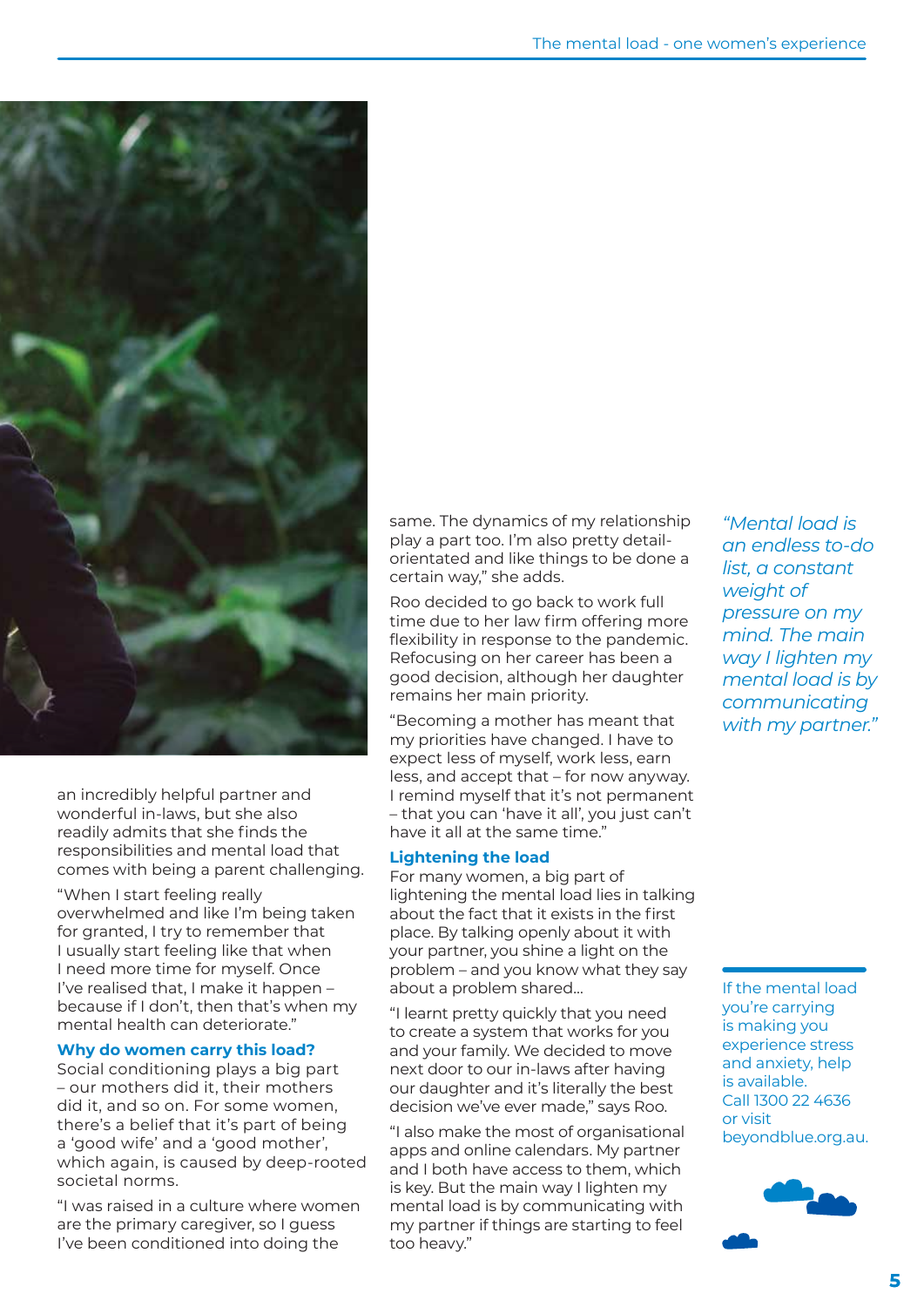an incredibly helpful partner and wonderful in-laws, but she also readily admits that she finds the responsibilities and mental load that comes with being a parent challenging.

"When I start feeling really overwhelmed and like I'm being taken for granted, I try to remember that I usually start feeling like that when I need more time for myself. Once I've realised that, I make it happen – because if I don't, then that's when my mental health can deteriorate."

### Why do women carry this load?

Social conditioning plays a big part – our mothers did it, their mothers did it, and so on. For some women, there's a belief that it's part of being a 'good wife' and a 'good mother', which again, is caused by deep-rooted societal norms.

"I was raised in a culture where women are the primary caregiver, so I guess I've been conditioned into doing the same. The dynamics of my relationship play a part too. I'm also pretty detail-orientated and like things to be done a certain way," she adds.

Roo decided to go back to work full time due to her law firm offering more flexibility in response to the pandemic. Refocusing on her career has been a good decision, although her daughter remains her main priority.

"Becoming a mother has meant that my priorities have changed. I have to expect less of myself, work less, earn less, and accept that – for now anyway. I remind myself that it's not permanent – that you can 'have it all', you just can't have it all at the same time."

### Lightening the load

For many women, a big part of lightening the mental load lies in talking about the fact that it exists in the first place. By talking openly about it with your partner, you shine a light on the problem – and you know what they say about a problem shared...

"I learnt pretty quickly that you need to create a system that works for you and your family. We decided to move next door to our in-laws after having our daughter and it's literally the best decision we've ever made," says Roo.

"I also make the most of organisational apps and online calendars. My partner and I both have access to them, which is key. But the main way I lighten my mental load is by communicating with my partner if things are starting to feel too heavy."

*"Mental load is an endless to-do list, a constant weight of pressure on my mind. The main way I lighten my mental load is by communicating with my partner."*

If the mental load you're carrying is making you experience stress and anxiety, help is available. Call 1300 22 4636 or visit beyondblue.org.au.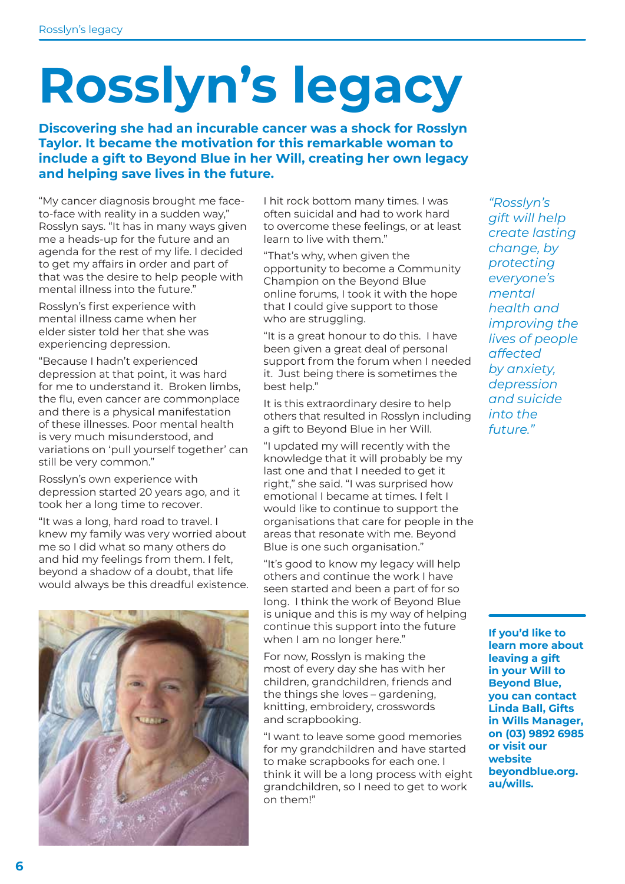# Rosslyn's legacy

**Discovering she had an incurable cancer was a shock for Rosslyn Taylor. It became the motivation for this remarkable woman to include a gift to Beyond Blue in her Will, creating her own legacy and helping save lives in the future.**

"My cancer diagnosis brought me face-to-face with reality in a sudden way," Rosslyn says. "It has in many ways given me a heads-up for the future and an agenda for the rest of my life. I decided to get my affairs in order and part of that was the desire to help people with mental illness into the future."

Rosslyn's first experience with mental illness came when her elder sister told her that she was experiencing depression.

"Because I hadn't experienced depression at that point, it was hard for me to understand it. Broken limbs, the flu, even cancer are commonplace and there is a physical manifestation of these illnesses. Poor mental health is very much misunderstood, and variations on 'pull yourself together' can still be very common."

Rosslyn's own experience with depression started 20 years ago, and it took her a long time to recover.

"It was a long, hard road to travel. I knew my family was very worried about me so I did what so many others do and hid my feelings from them. I felt, beyond a shadow of a doubt, that life would always be this dreadful existence. I hit rock bottom many times. I was often suicidal and had to work hard to overcome these feelings, or at least learn to live with them."

"That's why, when given the opportunity to become a Community Champion on the Beyond Blue online forums, I took it with the hope that I could give support to those who are struggling.

"It is a great honour to do this. I have been given a great deal of personal support from the forum when I needed it. Just being there is sometimes the best help."

It is this extraordinary desire to help others that resulted in Rosslyn including a gift to Beyond Blue in her Will.

"I updated my will recently with the knowledge that it will probably be my last one and that I needed to get it right," she said. "I was surprised how emotional I became at times. I felt I would like to continue to support the organisations that care for people in the areas that resonate with me. Beyond Blue is one such organisation."

"It's good to know my legacy will help others and continue the work I have seen started and been a part of for so long. I think the work of Beyond Blue is unique and this is my way of helping continue this support into the future when I am no longer here."

For now, Rosslyn is making the most of every day she has with her children, grandchildren, friends and the things she loves – gardening, knitting, embroidery, crosswords and scrapbooking.

"I want to leave some good memories for my grandchildren and have started to make scrapbooks for each one. I think it will be a long process with eight grandchildren, so I need to get to work on them!"

*"Rosslyn's gift will help create lasting change, by protecting everyone's mental health and improving the lives of people affected by anxiety, depression and suicide into the future."*

**If you'd like to learn more about leaving a gift in your Will to Beyond Blue, you can contact Linda Ball, Gifts in Wills Manager, on (03) 9892 6985 or visit our website beyondblue.org.au/wills.**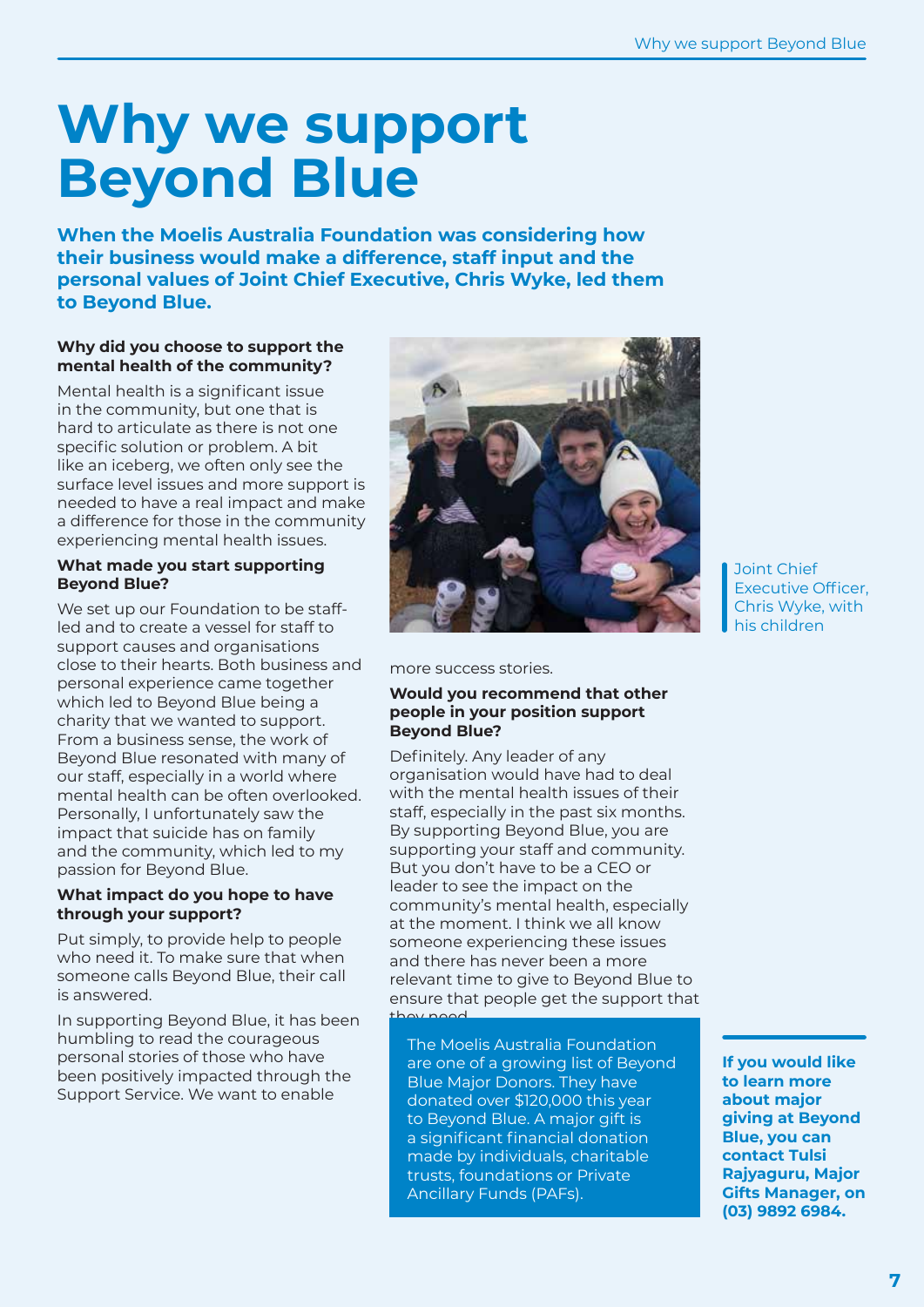# Why we support Beyond Blue

**When the Moelis Australia Foundation was considering how their business would make a difference, staff input and the personal values of Joint Chief Executive, Chris Wyke, led them to Beyond Blue.**

**Why did you choose to support the mental health of the community?**

Mental health is a significant issue in the community, but one that is hard to articulate as there is not one specific solution or problem. A bit like an iceberg, we often only see the surface level issues and more support is needed to have a real impact and make a difference for those in the community experiencing mental health issues.

**What made you start supporting Beyond Blue?**

We set up our Foundation to be staff-led and to create a vessel for staff to support causes and organisations close to their hearts. Both business and personal experience came together which led to Beyond Blue being a charity that we wanted to support. From a business sense, the work of Beyond Blue resonated with many of our staff, especially in a world where mental health can be often overlooked. Personally, I unfortunately saw the impact that suicide has on family and the community, which led to my passion for Beyond Blue.

**What impact do you hope to have through your support?**

Put simply, to provide help to people who need it. To make sure that when someone calls Beyond Blue, their call is answered.

In supporting Beyond Blue, it has been humbling to read the courageous personal stories of those who have been positively impacted through the Support Service. We want to enable more success stories.

Joint Chief Executive Officer, Chris Wyke, with his children

**Would you recommend that other people in your position support Beyond Blue?**

Definitely. Any leader of any organisation would have had to deal with the mental health issues of their staff, especially in the past six months. By supporting Beyond Blue, you are supporting your staff and community. But you don't have to be a CEO or leader to see the impact on the community's mental health, especially at the moment. I think we all know someone experiencing these issues and there has never been a more relevant time to give to Beyond Blue to ensure that people get the support that they need.

The Moelis Australia Foundation are one of a growing list of Beyond Blue Major Donors. They have donated over $120,000 this year to Beyond Blue. A major gift is a significant financial donation made by individuals, charitable trusts, foundations or Private Ancillary Funds (PAFs).

**If you would like to learn more about major giving at Beyond Blue, you can contact Tulsi Rajyaguru, Major Gifts Manager, on (03) 9892 6984.**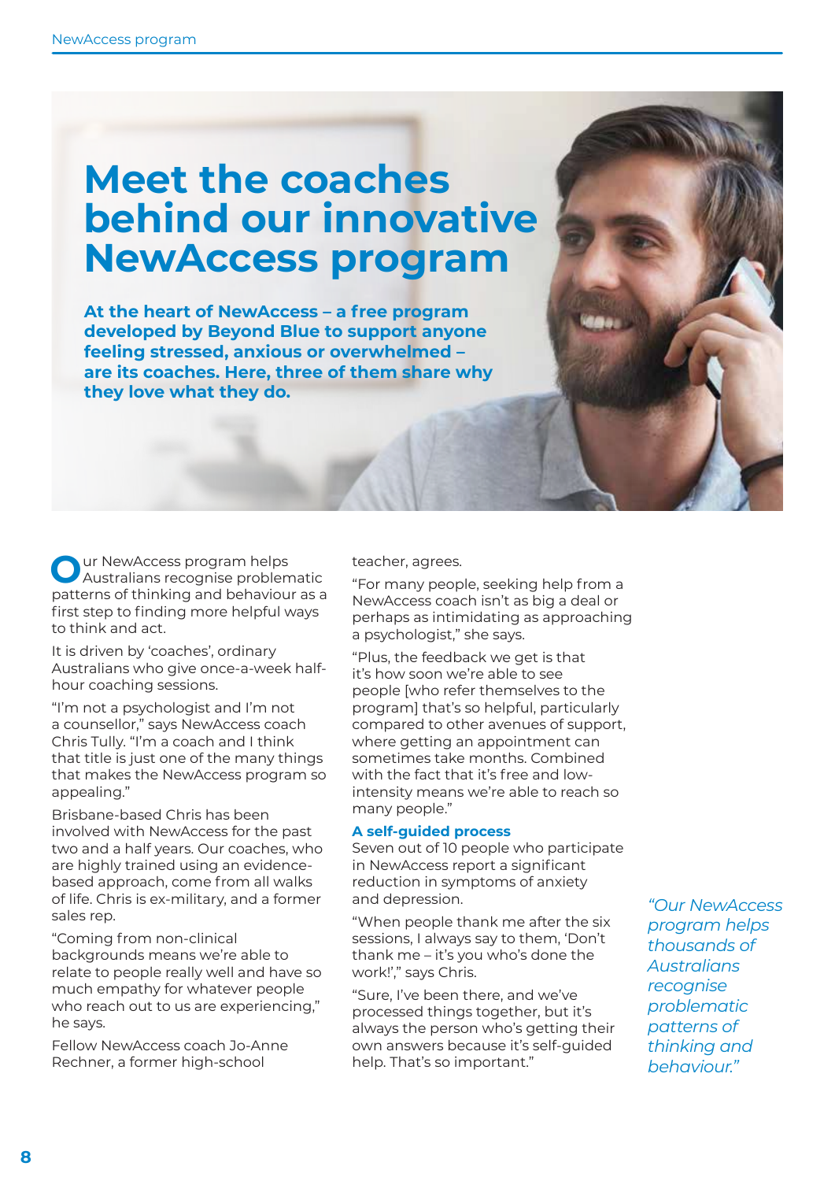# Meet the coaches behind our innovative NewAccess program

**At the heart of NewAccess – a free program developed by Beyond Blue to support anyone feeling stressed, anxious or overwhelmed – are its coaches. Here, three of them share why they love what they do.**

Our NewAccess program helps Australians recognise problematic patterns of thinking and behaviour as a first step to finding more helpful ways to think and act.

It is driven by 'coaches', ordinary Australians who give once-a-week half-hour coaching sessions.

"I'm not a psychologist and I'm not a counsellor," says NewAccess coach Chris Tully. "I'm a coach and I think that title is just one of the many things that makes the NewAccess program so appealing."

Brisbane-based Chris has been involved with NewAccess for the past two and a half years. Our coaches, who are highly trained using an evidence-based approach, come from all walks of life. Chris is ex-military, and a former sales rep.

"Coming from non-clinical backgrounds means we're able to relate to people really well and have so much empathy for whatever people who reach out to us are experiencing," he says.

Fellow NewAccess coach Jo-Anne Rechner, a former high-school teacher, agrees.

"For many people, seeking help from a NewAccess coach isn't as big a deal or perhaps as intimidating as approaching a psychologist," she says.

"Plus, the feedback we get is that it's how soon we're able to see people [who refer themselves to the program] that's so helpful, particularly compared to other avenues of support, where getting an appointment can sometimes take months. Combined with the fact that it's free and low-intensity means we're able to reach so many people."

### A self-guided process

Seven out of 10 people who participate in NewAccess report a significant reduction in symptoms of anxiety and depression.

"When people thank me after the six sessions, I always say to them, 'Don't thank me – it's you who's done the work!'," says Chris.

"Sure, I've been there, and we've processed things together, but it's always the person who's getting their own answers because it's self-guided help. That's so important."

*"Our NewAccess program helps thousands of Australians recognise problematic patterns of thinking and behaviour."*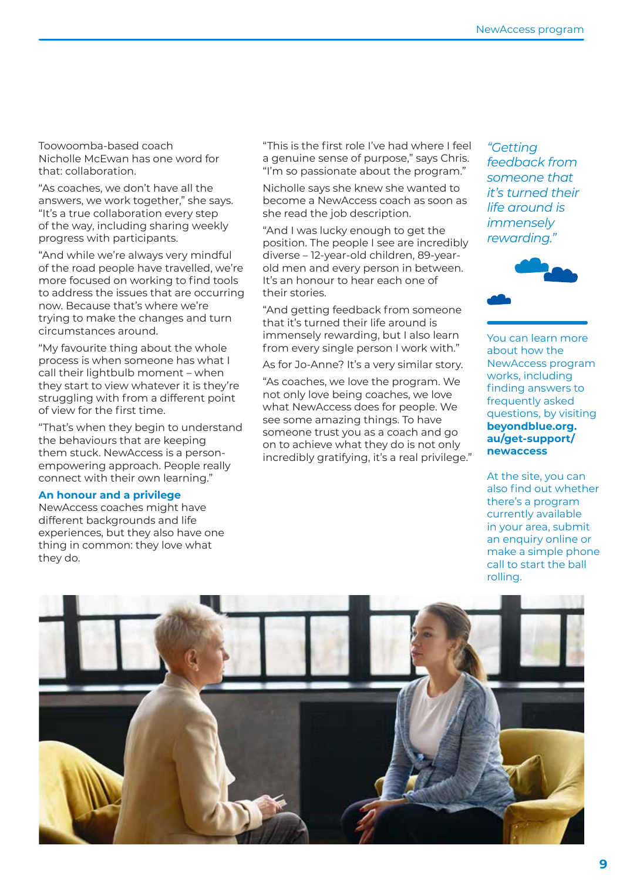Toowoomba-based coach Nicholle McEwan has one word for that: collaboration.

"As coaches, we don't have all the answers, we work together," she says. "It's a true collaboration every step of the way, including sharing weekly progress with participants.

"And while we're always very mindful of the road people have travelled, we're more focused on working to find tools to address the issues that are occurring now. Because that's where we're trying to make the changes and turn circumstances around.

"My favourite thing about the whole process is when someone has what I call their lightbulb moment – when they start to view whatever it is they're struggling with from a different point of view for the first time.

"That's when they begin to understand the behaviours that are keeping them stuck. NewAccess is a person-empowering approach. People really connect with their own learning."

## An honour and a privilege

NewAccess coaches might have different backgrounds and life experiences, but they also have one thing in common: they love what they do.

"This is the first role I've had where I feel a genuine sense of purpose," says Chris. "I'm so passionate about the program."

Nicholle says she knew she wanted to become a NewAccess coach as soon as she read the job description.

"And I was lucky enough to get the position. The people I see are incredibly diverse – 12-year-old children, 89-year-old men and every person in between. It's an honour to hear each one of their stories.

"And getting feedback from someone that it's turned their life around is immensely rewarding, but I also learn from every single person I work with."

As for Jo-Anne? It's a very similar story.

"As coaches, we love the program. We not only love being coaches, we love what NewAccess does for people. We see some amazing things. To have someone trust you as a coach and go on to achieve what they do is not only incredibly gratifying, it's a real privilege."

*"Getting feedback from someone that it's turned their life around is immensely rewarding."*

You can learn more about how the NewAccess program works, including finding answers to frequently asked questions, by visiting **beyondblue.org.au/get-support/newaccess**

At the site, you can also find out whether there's a program currently available in your area, submit an enquiry online or make a simple phone call to start the ball rolling.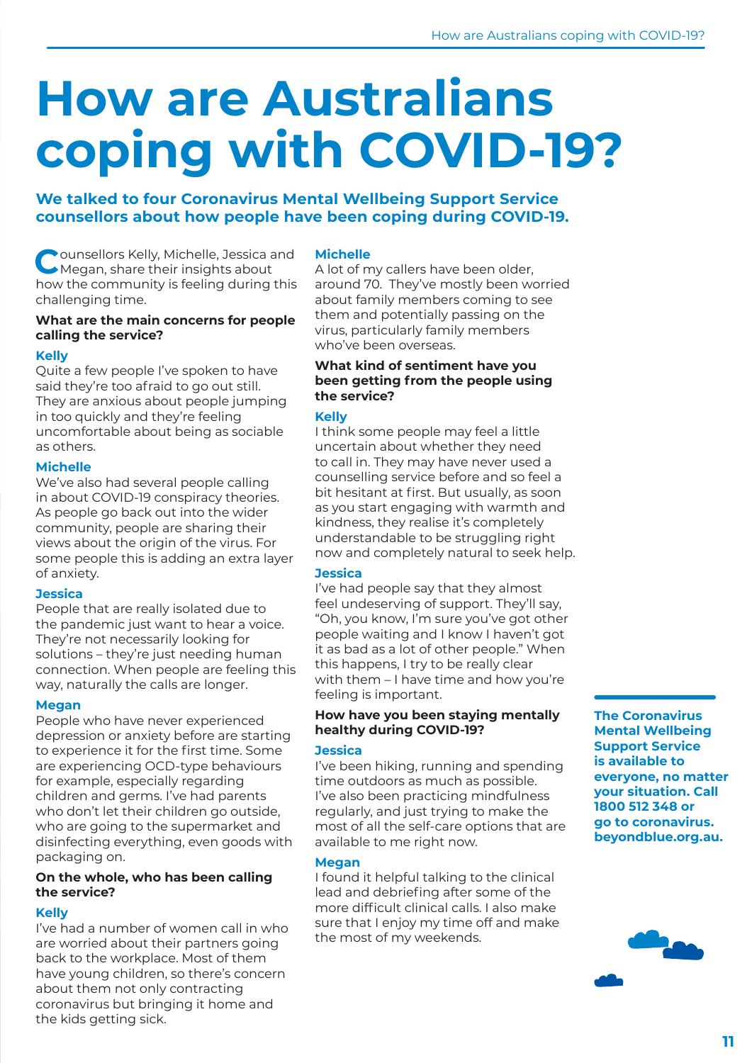# How are Australians coping with COVID-19?

**We talked to four Coronavirus Mental Wellbeing Support Service counsellors about how people have been coping during COVID-19.**

Counsellors Kelly, Michelle, Jessica and Megan, share their insights about how the community is feeling during this challenging time.

**What are the main concerns for people calling the service?**

**Kelly**
Quite a few people I've spoken to have said they're too afraid to go out still. They are anxious about people jumping in too quickly and they're feeling uncomfortable about being as sociable as others.

**Michelle**
We've also had several people calling in about COVID-19 conspiracy theories. As people go back out into the wider community, people are sharing their views about the origin of the virus. For some people this is adding an extra layer of anxiety.

**Jessica**
People that are really isolated due to the pandemic just want to hear a voice. They're not necessarily looking for solutions – they're just needing human connection. When people are feeling this way, naturally the calls are longer.

**Megan**
People who have never experienced depression or anxiety before are starting to experience it for the first time. Some are experiencing OCD-type behaviours for example, especially regarding children and germs. I've had parents who don't let their children go outside, who are going to the supermarket and disinfecting everything, even goods with packaging on.

**On the whole, who has been calling the service?**

**Kelly**
I've had a number of women call in who are worried about their partners going back to the workplace. Most of them have young children, so there's concern about them not only contracting coronavirus but bringing it home and the kids getting sick.

**Michelle**
A lot of my callers have been older, around 70. They've mostly been worried about family members coming to see them and potentially passing on the virus, particularly family members who've been overseas.

**What kind of sentiment have you been getting from the people using the service?**

**Kelly**
I think some people may feel a little uncertain about whether they need to call in. They may have never used a counselling service before and so feel a bit hesitant at first. But usually, as soon as you start engaging with warmth and kindness, they realise it's completely understandable to be struggling right now and completely natural to seek help.

**Jessica**
I've had people say that they almost feel undeserving of support. They'll say, "Oh, you know, I'm sure you've got other people waiting and I know I haven't got it as bad as a lot of other people." When this happens, I try to be really clear with them – I have time and how you're feeling is important.

**How have you been staying mentally healthy during COVID-19?**

**Jessica**
I've been hiking, running and spending time outdoors as much as possible. I've also been practicing mindfulness regularly, and just trying to make the most of all the self-care options that are available to me right now.

**Megan**
I found it helpful talking to the clinical lead and debriefing after some of the more difficult clinical calls. I also make sure that I enjoy my time off and make the most of my weekends.

**The Coronavirus Mental Wellbeing Support Service is available to everyone, no matter your situation. Call 1800 512 348 or go to coronavirus.beyondblue.org.au.**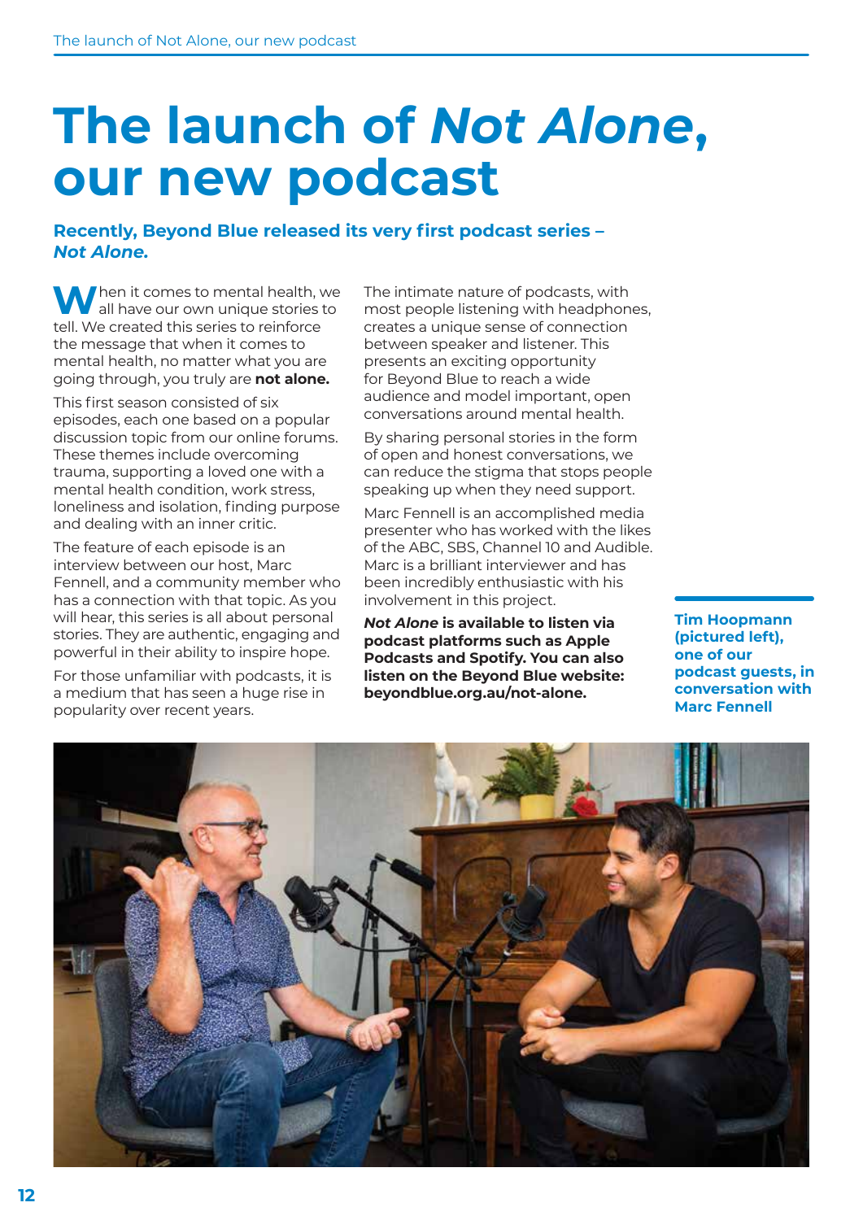# The launch of *Not Alone*, our new podcast

**Recently, Beyond Blue released its very first podcast series – *Not Alone*.**

When it comes to mental health, we all have our own unique stories to tell. We created this series to reinforce the message that when it comes to mental health, no matter what you are going through, you truly are **not alone.**

This first season consisted of six episodes, each one based on a popular discussion topic from our online forums. These themes include overcoming trauma, supporting a loved one with a mental health condition, work stress, loneliness and isolation, finding purpose and dealing with an inner critic.

The feature of each episode is an interview between our host, Marc Fennell, and a community member who has a connection with that topic. As you will hear, this series is all about personal stories. They are authentic, engaging and powerful in their ability to inspire hope.

For those unfamiliar with podcasts, it is a medium that has seen a huge rise in popularity over recent years.

The intimate nature of podcasts, with most people listening with headphones, creates a unique sense of connection between speaker and listener. This presents an exciting opportunity for Beyond Blue to reach a wide audience and model important, open conversations around mental health.

By sharing personal stories in the form of open and honest conversations, we can reduce the stigma that stops people speaking up when they need support.

Marc Fennell is an accomplished media presenter who has worked with the likes of the ABC, SBS, Channel 10 and Audible. Marc is a brilliant interviewer and has been incredibly enthusiastic with his involvement in this project.

***Not Alone* is available to listen via podcast platforms such as Apple Podcasts and Spotify. You can also listen on the Beyond Blue website: beyondblue.org.au/not-alone.**

**Tim Hoopmann (pictured left), one of our podcast guests, in conversation with Marc Fennell**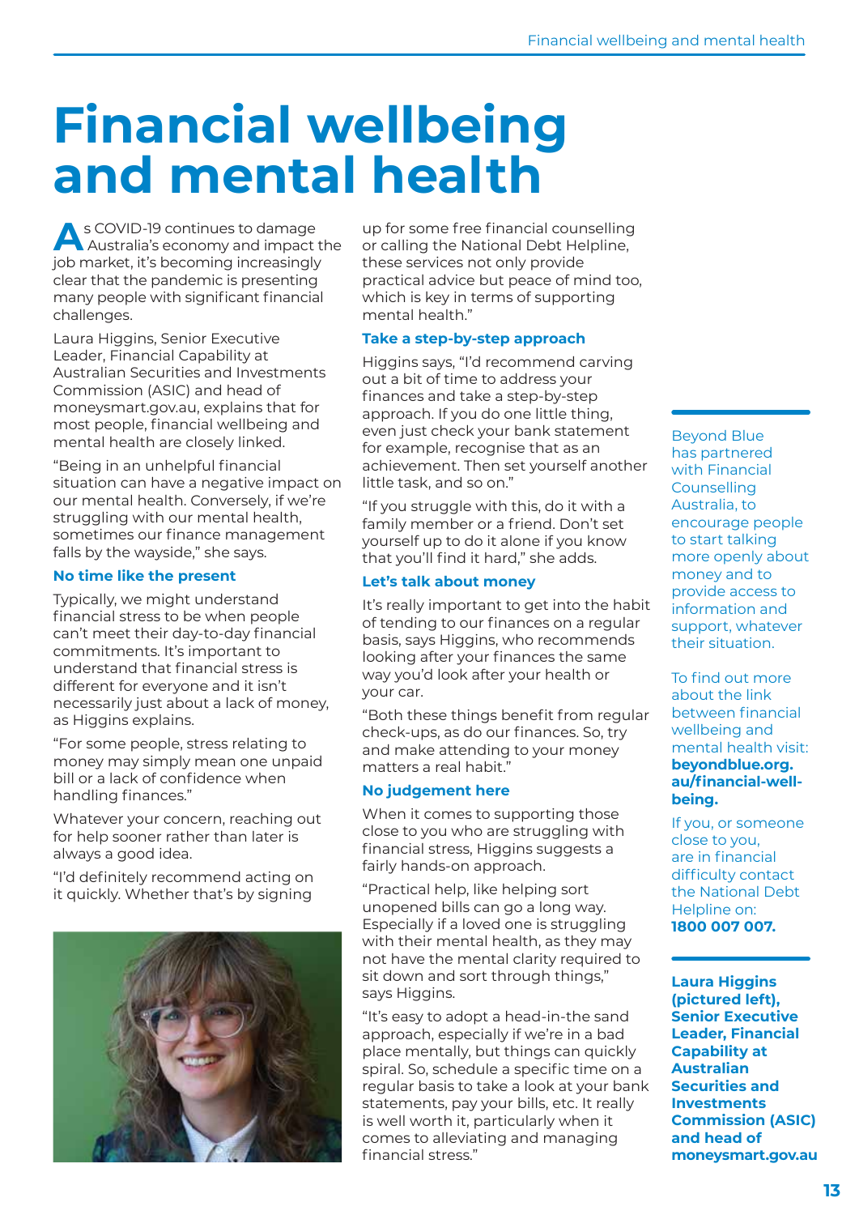# Financial wellbeing and mental health

As COVID-19 continues to damage Australia's economy and impact the job market, it's becoming increasingly clear that the pandemic is presenting many people with significant financial challenges.

Laura Higgins, Senior Executive Leader, Financial Capability at Australian Securities and Investments Commission (ASIC) and head of moneysmart.gov.au, explains that for most people, financial wellbeing and mental health are closely linked.

"Being in an unhelpful financial situation can have a negative impact on our mental health. Conversely, if we're struggling with our mental health, sometimes our finance management falls by the wayside," she says.

### No time like the present

Typically, we might understand financial stress to be when people can't meet their day-to-day financial commitments. It's important to understand that financial stress is different for everyone and it isn't necessarily just about a lack of money, as Higgins explains.

"For some people, stress relating to money may simply mean one unpaid bill or a lack of confidence when handling finances."

Whatever your concern, reaching out for help sooner rather than later is always a good idea.

"I'd definitely recommend acting on it quickly. Whether that's by signing up for some free financial counselling or calling the National Debt Helpline, these services not only provide practical advice but peace of mind too, which is key in terms of supporting mental health."

### Take a step-by-step approach

Higgins says, "I'd recommend carving out a bit of time to address your finances and take a step-by-step approach. If you do one little thing, even just check your bank statement for example, recognise that as an achievement. Then set yourself another little task, and so on."

"If you struggle with this, do it with a family member or a friend. Don't set yourself up to do it alone if you know that you'll find it hard," she adds.

### Let's talk about money

It's really important to get into the habit of tending to our finances on a regular basis, says Higgins, who recommends looking after your finances the same way you'd look after your health or your car.

"Both these things benefit from regular check-ups, as do our finances. So, try and make attending to your money matters a real habit."

### No judgement here

When it comes to supporting those close to you who are struggling with financial stress, Higgins suggests a fairly hands-on approach.

"Practical help, like helping sort unopened bills can go a long way. Especially if a loved one is struggling with their mental health, as they may not have the mental clarity required to sit down and sort through things," says Higgins.

"It's easy to adopt a head-in-the sand approach, especially if we're in a bad place mentally, but things can quickly spiral. So, schedule a specific time on a regular basis to take a look at your bank statements, pay your bills, etc. It really is well worth it, particularly when it comes to alleviating and managing financial stress."

---

Beyond Blue has partnered with Financial Counselling Australia, to encourage people to start talking more openly about money and to provide access to information and support, whatever their situation.

To find out more about the link between financial wellbeing and mental health visit: **beyondblue.org.au/financial-well-being.**

If you, or someone close to you, are in financial difficulty contact the National Debt Helpline on: **1800 007 007.**

---

**Laura Higgins (pictured left), Senior Executive Leader, Financial Capability at Australian Securities and Investments Commission (ASIC) and head of moneysmart.gov.au**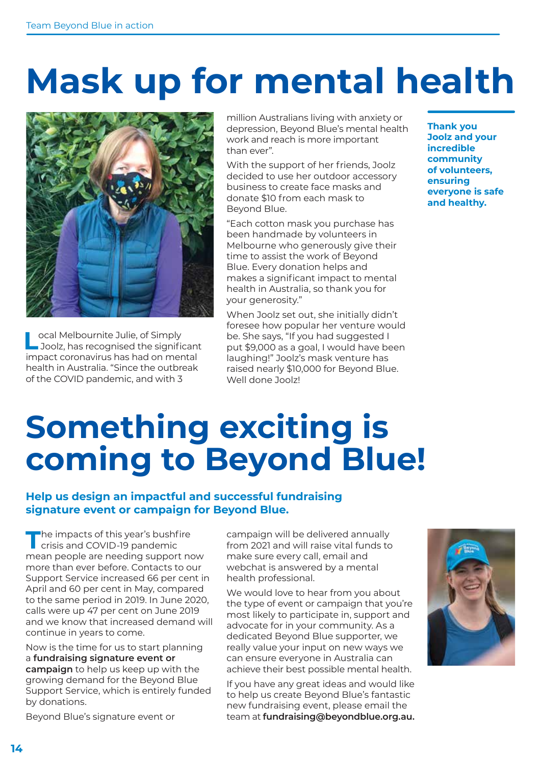# Mask up for mental health

Local Melbournite Julie, of Simply Joolz, has recognised the significant impact coronavirus has had on mental health in Australia. "Since the outbreak of the COVID pandemic, and with 3 million Australians living with anxiety or depression, Beyond Blue's mental health work and reach is more important than ever".

With the support of her friends, Joolz decided to use her outdoor accessory business to create face masks and donate $10 from each mask to Beyond Blue.

"Each cotton mask you purchase has been handmade by volunteers in Melbourne who generously give their time to assist the work of Beyond Blue. Every donation helps and makes a significant impact to mental health in Australia, so thank you for your generosity."

When Joolz set out, she initially didn't foresee how popular her venture would be. She says, "If you had suggested I put $9,000 as a goal, I would have been laughing!" Joolz's mask venture has raised nearly $10,000 for Beyond Blue. Well done Joolz!

**Thank you Joolz and your incredible community of volunteers, ensuring everyone is safe and healthy.**

# Something exciting is coming to Beyond Blue!

### Help us design an impactful and successful fundraising signature event or campaign for Beyond Blue.

The impacts of this year's bushfire crisis and COVID-19 pandemic mean people are needing support now more than ever before. Contacts to our Support Service increased 66 per cent in April and 60 per cent in May, compared to the same period in 2019. In June 2020, calls were up 47 per cent on June 2019 and we know that increased demand will continue in years to come.

Now is the time for us to start planning a **fundraising signature event or campaign** to help us keep up with the growing demand for the Beyond Blue Support Service, which is entirely funded by donations.

Beyond Blue's signature event or campaign will be delivered annually from 2021 and will raise vital funds to make sure every call, email and webchat is answered by a mental health professional.

We would love to hear from you about the type of event or campaign that you're most likely to participate in, support and advocate for in your community. As a dedicated Beyond Blue supporter, we really value your input on new ways we can ensure everyone in Australia can achieve their best possible mental health.

If you have any great ideas and would like to help us create Beyond Blue's fantastic new fundraising event, please email the team at **fundraising@beyondblue.org.au.**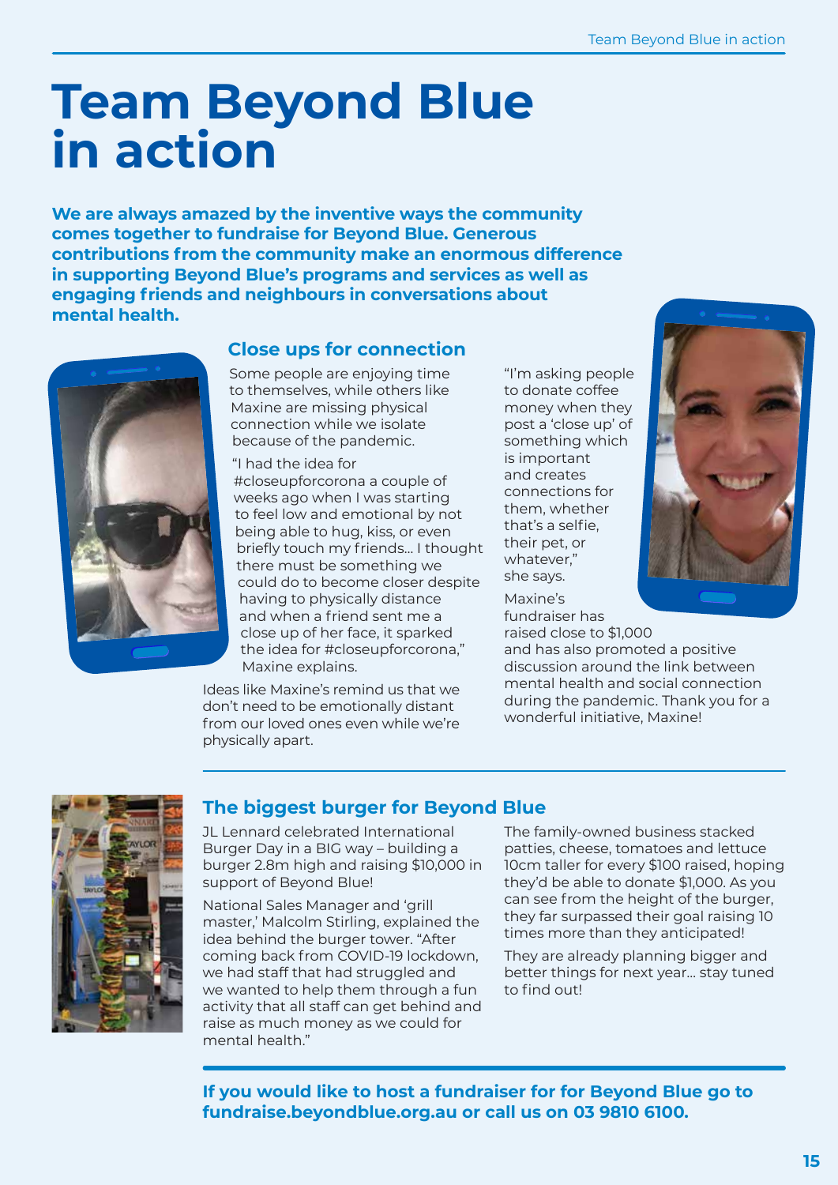# Team Beyond Blue in action

**We are always amazed by the inventive ways the community comes together to fundraise for Beyond Blue. Generous contributions from the community make an enormous difference in supporting Beyond Blue's programs and services as well as engaging friends and neighbours in conversations about mental health.**

## Close ups for connection

Some people are enjoying time to themselves, while others like Maxine are missing physical connection while we isolate because of the pandemic.

"I had the idea for #closeupforcorona a couple of weeks ago when I was starting to feel low and emotional by not being able to hug, kiss, or even briefly touch my friends... I thought there must be something we could do to become closer despite having to physically distance and when a friend sent me a close up of her face, it sparked the idea for #closeupforcorona," Maxine explains.

Ideas like Maxine's remind us that we don't need to be emotionally distant from our loved ones even while we're physically apart.

"I'm asking people to donate coffee money when they post a 'close up' of something which is important and creates connections for them, whether that's a selfie, their pet, or whatever," she says.

Maxine's fundraiser has raised close to $1,000 and has also promoted a positive discussion around the link between mental health and social connection during the pandemic. Thank you for a wonderful initiative, Maxine!

## The biggest burger for Beyond Blue

JL Lennard celebrated International Burger Day in a BIG way – building a burger 2.8m high and raising $10,000 in support of Beyond Blue!

National Sales Manager and 'grill master,' Malcolm Stirling, explained the idea behind the burger tower. "After coming back from COVID-19 lockdown, we had staff that had struggled and we wanted to help them through a fun activity that all staff can get behind and raise as much money as we could for mental health."

The family-owned business stacked patties, cheese, tomatoes and lettuce 10cm taller for every $100 raised, hoping they'd be able to donate $1,000. As you can see from the height of the burger, they far surpassed their goal raising 10 times more than they anticipated!

They are already planning bigger and better things for next year... stay tuned to find out!

**If you would like to host a fundraiser for for Beyond Blue go to fundraise.beyondblue.org.au or call us on 03 9810 6100.**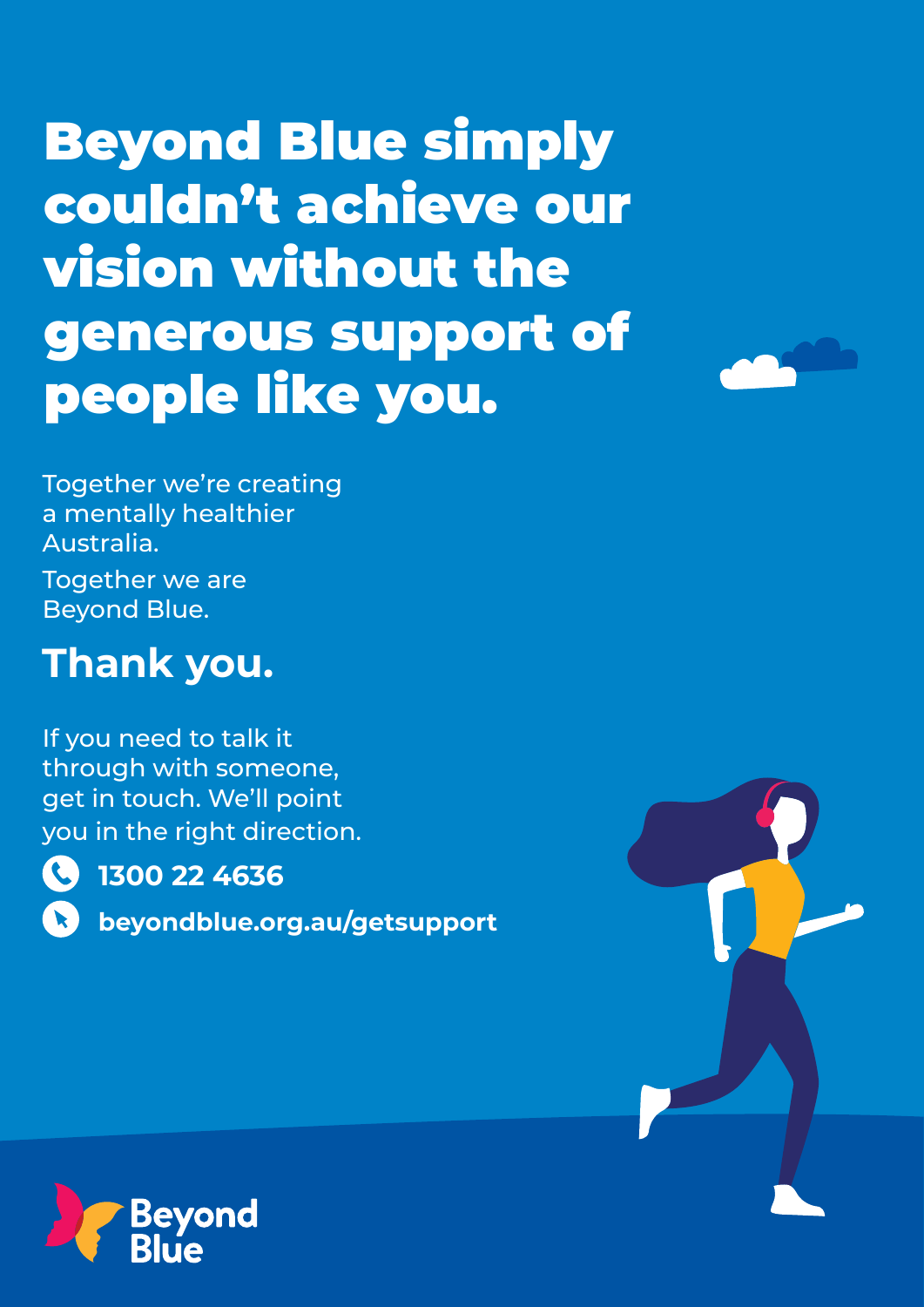# Beyond Blue simply couldn't achieve our vision without the generous support of people like you.

Together we're creating a mentally healthier Australia.

Together we are Beyond Blue.

## Thank you.

If you need to talk it through with someone, get in touch. We'll point you in the right direction.

**1300 22 4636**

**beyondblue.org.au/getsupport**

Beyond Blue